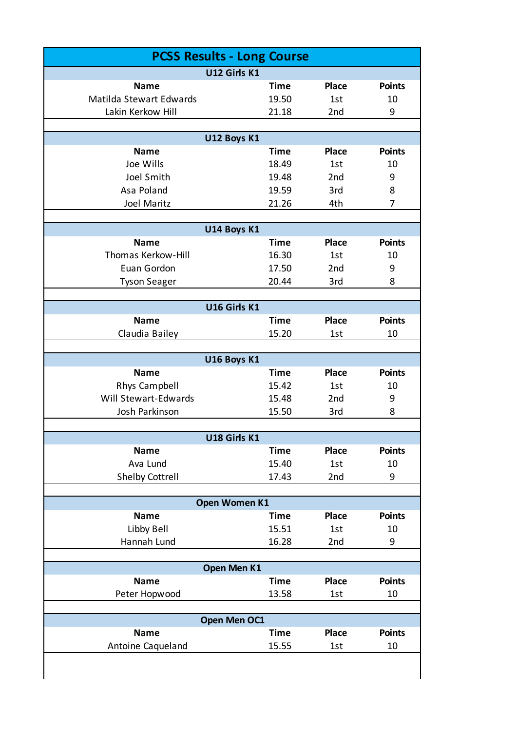# PCSS Results - Long Course

## U12 Girls K1

| Name | Time | Place | Points |
|---|---|---|---|
| Matilda Stewart Edwards | 19.50 | 1st | 10 |
| Lakin Kerkow Hill | 21.18 | 2nd | 9 |

## U12 Boys K1

| Name | Time | Place | Points |
|---|---|---|---|
| Joe Wills | 18.49 | 1st | 10 |
| Joel Smith | 19.48 | 2nd | 9 |
| Asa Poland | 19.59 | 3rd | 8 |
| Joel Maritz | 21.26 | 4th | 7 |

## U14 Boys K1

| Name | Time | Place | Points |
|---|---|---|---|
| Thomas Kerkow-Hill | 16.30 | 1st | 10 |
| Euan Gordon | 17.50 | 2nd | 9 |
| Tyson Seager | 20.44 | 3rd | 8 |

## U16 Girls K1

| Name | Time | Place | Points |
|---|---|---|---|
| Claudia Bailey | 15.20 | 1st | 10 |

## U16 Boys K1

| Name | Time | Place | Points |
|---|---|---|---|
| Rhys Campbell | 15.42 | 1st | 10 |
| Will Stewart-Edwards | 15.48 | 2nd | 9 |
| Josh Parkinson | 15.50 | 3rd | 8 |

## U18 Girls K1

| Name | Time | Place | Points |
|---|---|---|---|
| Ava Lund | 15.40 | 1st | 10 |
| Shelby Cottrell | 17.43 | 2nd | 9 |

## Open Women K1

| Name | Time | Place | Points |
|---|---|---|---|
| Libby Bell | 15.51 | 1st | 10 |
| Hannah Lund | 16.28 | 2nd | 9 |

## Open Men K1

| Name | Time | Place | Points |
|---|---|---|---|
| Peter Hopwood | 13.58 | 1st | 10 |

## Open Men OC1

| Name | Time | Place | Points |
|---|---|---|---|
| Antoine Caqueland | 15.55 | 1st | 10 |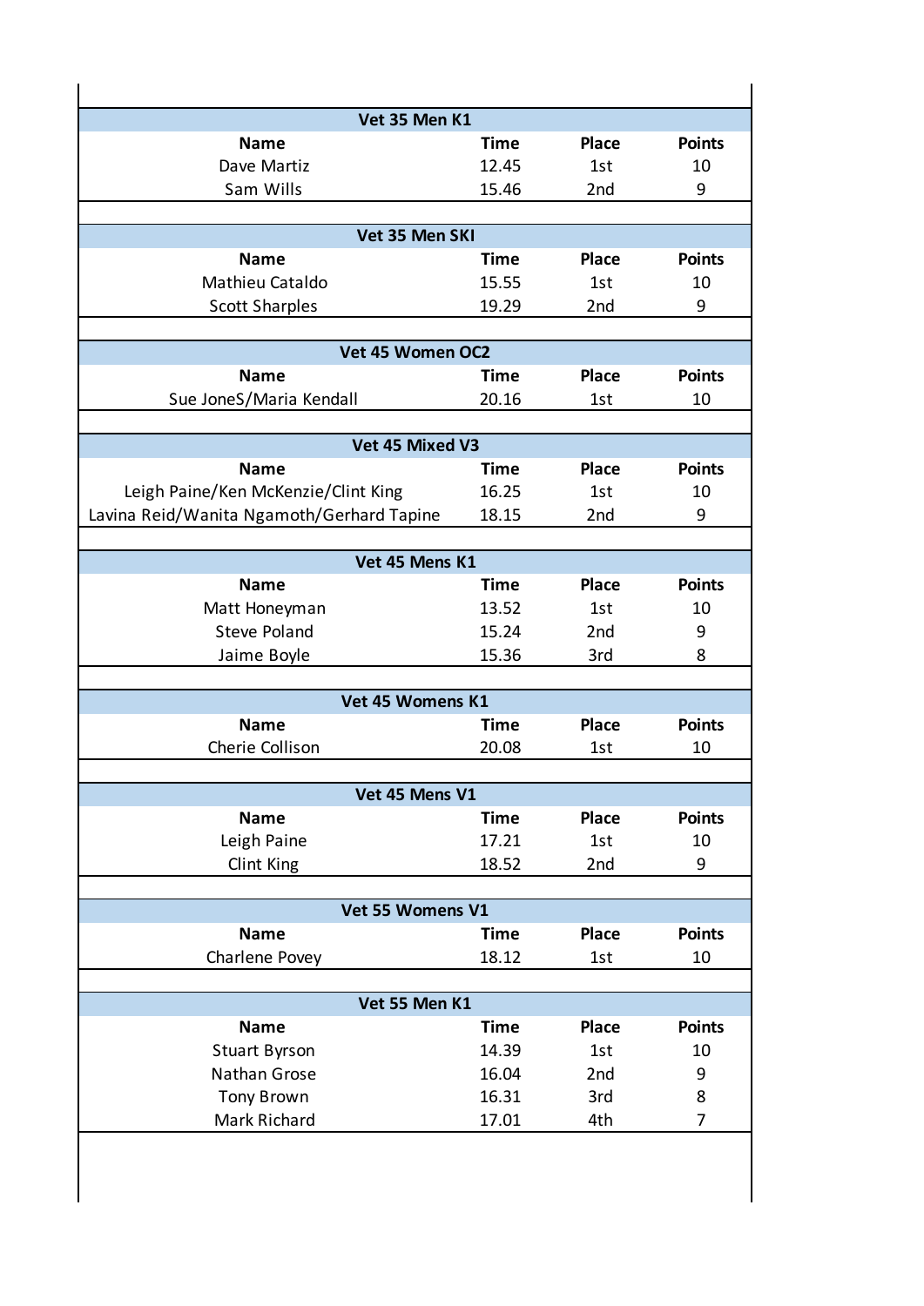### Vet 35 Men K1

| Name | Time | Place | Points |
| --- | --- | --- | --- |
| Dave Martiz | 12.45 | 1st | 10 |
| Sam Wills | 15.46 | 2nd | 9 |

### Vet 35 Men SKI

| Name | Time | Place | Points |
| --- | --- | --- | --- |
| Mathieu Cataldo | 15.55 | 1st | 10 |
| Scott Sharples | 19.29 | 2nd | 9 |

### Vet 45 Women OC2

| Name | Time | Place | Points |
| --- | --- | --- | --- |
| Sue JoneS/Maria Kendall | 20.16 | 1st | 10 |

### Vet 45 Mixed V3

| Name | Time | Place | Points |
| --- | --- | --- | --- |
| Leigh Paine/Ken McKenzie/Clint King | 16.25 | 1st | 10 |
| Lavina Reid/Wanita Ngamoth/Gerhard Tapine | 18.15 | 2nd | 9 |

### Vet 45 Mens K1

| Name | Time | Place | Points |
| --- | --- | --- | --- |
| Matt Honeyman | 13.52 | 1st | 10 |
| Steve Poland | 15.24 | 2nd | 9 |
| Jaime Boyle | 15.36 | 3rd | 8 |

### Vet 45 Womens K1

| Name | Time | Place | Points |
| --- | --- | --- | --- |
| Cherie Collison | 20.08 | 1st | 10 |

### Vet 45 Mens V1

| Name | Time | Place | Points |
| --- | --- | --- | --- |
| Leigh Paine | 17.21 | 1st | 10 |
| Clint King | 18.52 | 2nd | 9 |

### Vet 55 Womens V1

| Name | Time | Place | Points |
| --- | --- | --- | --- |
| Charlene Povey | 18.12 | 1st | 10 |

### Vet 55 Men K1

| Name | Time | Place | Points |
| --- | --- | --- | --- |
| Stuart Byrson | 14.39 | 1st | 10 |
| Nathan Grose | 16.04 | 2nd | 9 |
| Tony Brown | 16.31 | 3rd | 8 |
| Mark Richard | 17.01 | 4th | 7 |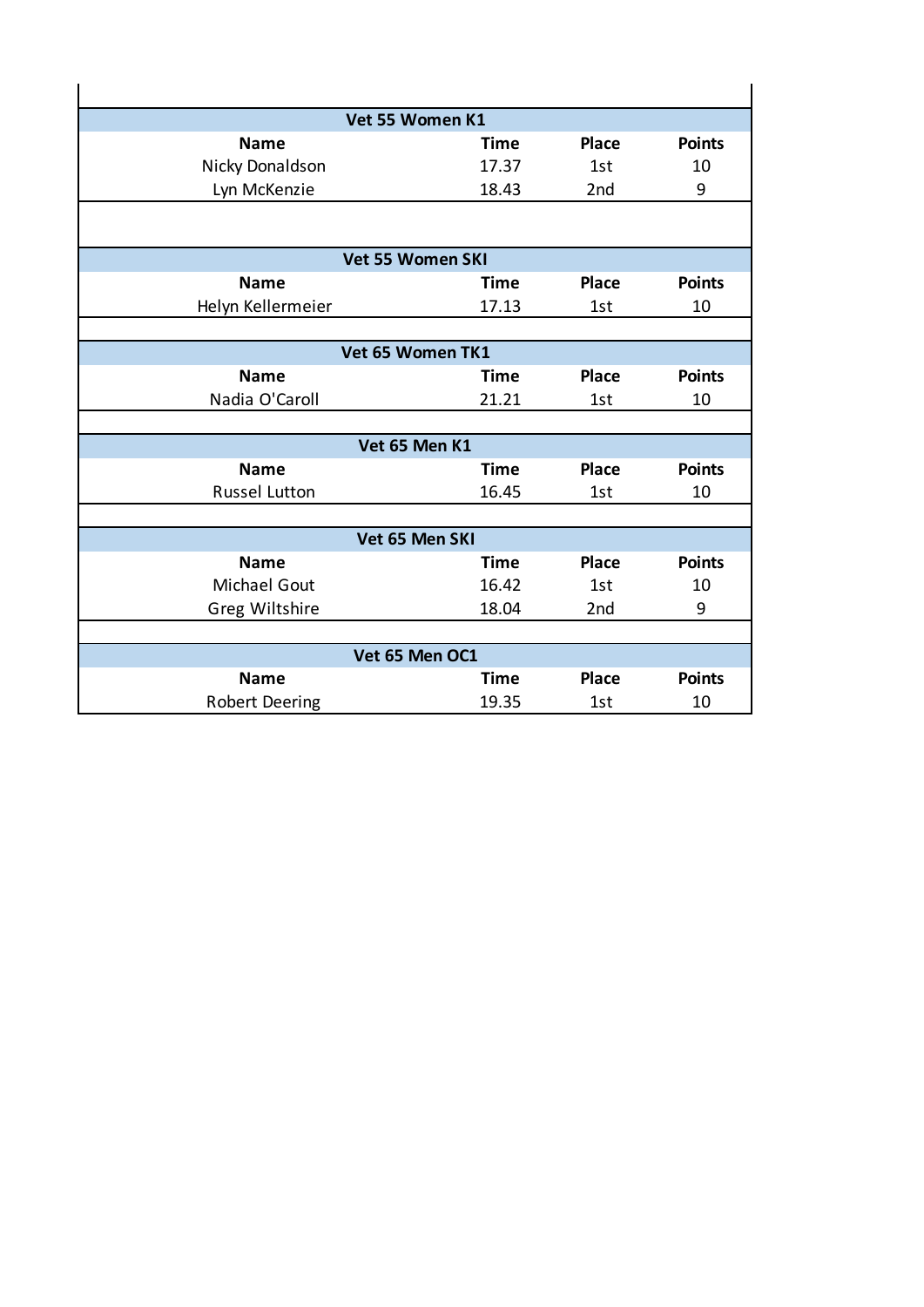| Vet 55 Women K1 | | | |
|---|---|---|---|
| **Name** | **Time** | **Place** | **Points** |
| Nicky Donaldson | 17.37 | 1st | 10 |
| Lyn McKenzie | 18.43 | 2nd | 9 |

| Vet 55 Women SKI | | | |
|---|---|---|---|
| **Name** | **Time** | **Place** | **Points** |
| Helyn Kellermeier | 17.13 | 1st | 10 |

| Vet 65 Women TK1 | | | |
|---|---|---|---|
| **Name** | **Time** | **Place** | **Points** |
| Nadia O'Caroll | 21.21 | 1st | 10 |

| Vet 65 Men K1 | | | |
|---|---|---|---|
| **Name** | **Time** | **Place** | **Points** |
| Russel Lutton | 16.45 | 1st | 10 |

| Vet 65 Men SKI | | | |
|---|---|---|---|
| **Name** | **Time** | **Place** | **Points** |
| Michael Gout | 16.42 | 1st | 10 |
| Greg Wiltshire | 18.04 | 2nd | 9 |

| Vet 65 Men OC1 | | | |
|---|---|---|---|
| **Name** | **Time** | **Place** | **Points** |
| Robert Deering | 19.35 | 1st | 10 |